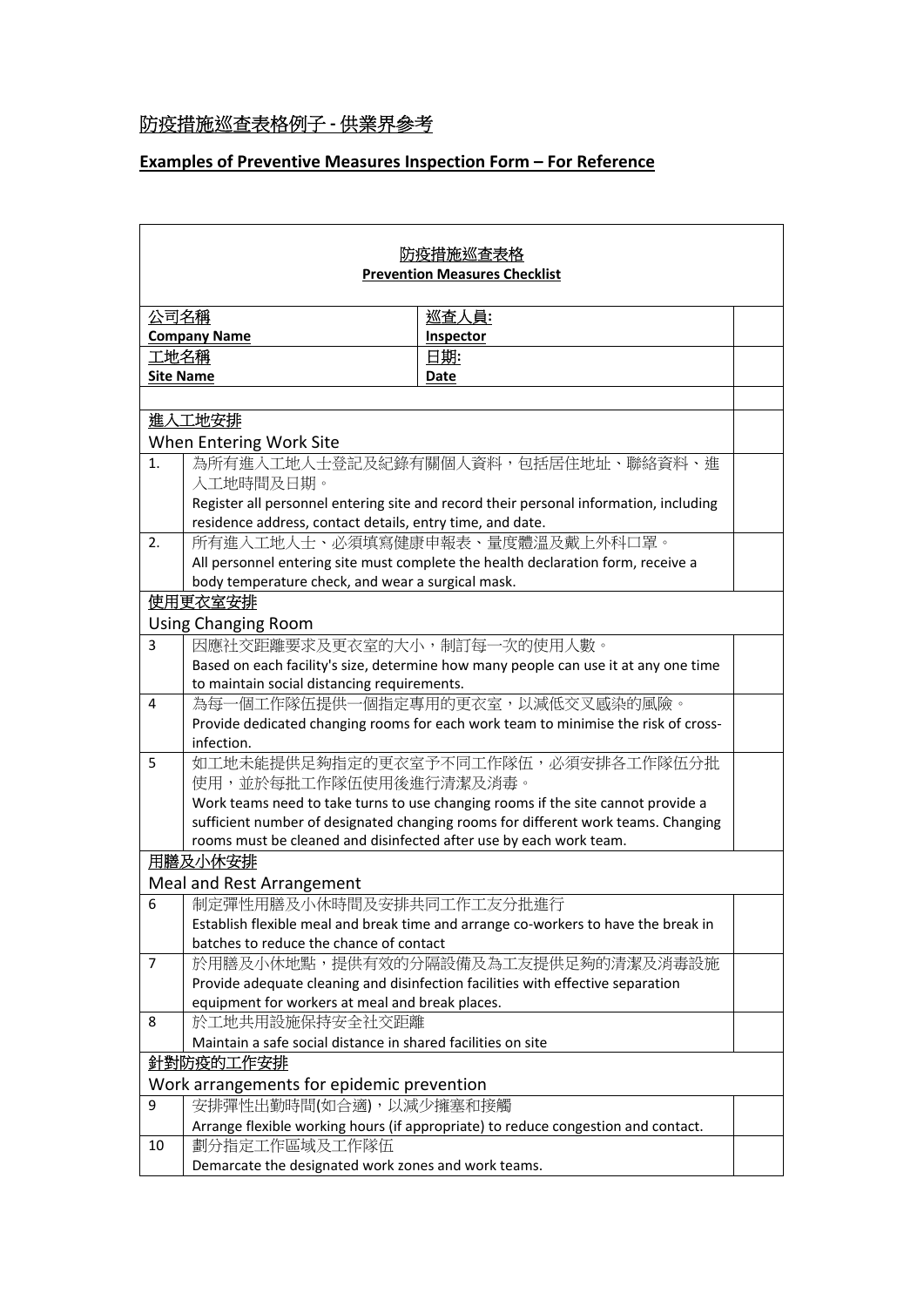# 防疫措施巡查表格例子 - 供業界參考

## Examples of Preventive Measures Inspection Form – For Reference

| 防疫措施巡查表格<br>**Prevention Measures Checklist** | | | |
|---|---|---|---|
| 公司名稱<br>**Company Name** | | 巡查人員:<br>**Inspector** | |
| 工地名稱<br>**Site Name** | | 日期:<br>**Date** | |
| | | | |
| 進入工地安排<br>When Entering Work Site | | | |
| 1. | 為所有進入工地人士登記及紀錄有關個人資料，包括居住地址、聯絡資料、進入工地時間及日期。<br>Register all personnel entering site and record their personal information, including residence address, contact details, entry time, and date. | | |
| 2. | 所有進入工地人士、必須填寫健康申報表、量度體溫及戴上外科口罩。<br>All personnel entering site must complete the health declaration form, receive a body temperature check, and wear a surgical mask. | | |
| 使用更衣室安排<br>Using Changing Room | | | |
| 3 | 因應社交距離要求及更衣室的大小，制訂每一次的使用人數。<br>Based on each facility's size, determine how many people can use it at any one time to maintain social distancing requirements. | | |
| 4 | 為每一個工作隊伍提供一個指定專用的更衣室，以減低交叉感染的風險。<br>Provide dedicated changing rooms for each work team to minimise the risk of cross-infection. | | |
| 5 | 如工地未能提供足夠指定的更衣室予不同工作隊伍，必須安排各工作隊伍分批使用，並於每批工作隊伍使用後進行清潔及消毒。<br>Work teams need to take turns to use changing rooms if the site cannot provide a sufficient number of designated changing rooms for different work teams. Changing rooms must be cleaned and disinfected after use by each work team. | | |
| 用膳及小休安排<br>Meal and Rest Arrangement | | | |
| 6 | 制定彈性用膳及小休時間及安排共同工作工友分批進行<br>Establish flexible meal and break time and arrange co-workers to have the break in batches to reduce the chance of contact | | |
| 7 | 於用膳及小休地點，提供有效的分隔設備及為工友提供足夠的清潔及消毒設施<br>Provide adequate cleaning and disinfection facilities with effective separation equipment for workers at meal and break places. | | |
| 8 | 於工地共用設施保持安全社交距離<br>Maintain a safe social distance in shared facilities on site | | |
| 針對防疫的工作安排<br>Work arrangements for epidemic prevention | | | |
| 9 | 安排彈性出勤時間(如合適)，以減少擁塞和接觸<br>Arrange flexible working hours (if appropriate) to reduce congestion and contact. | | |
| 10 | 劃分指定工作區域及工作隊伍<br>Demarcate the designated work zones and work teams. | | |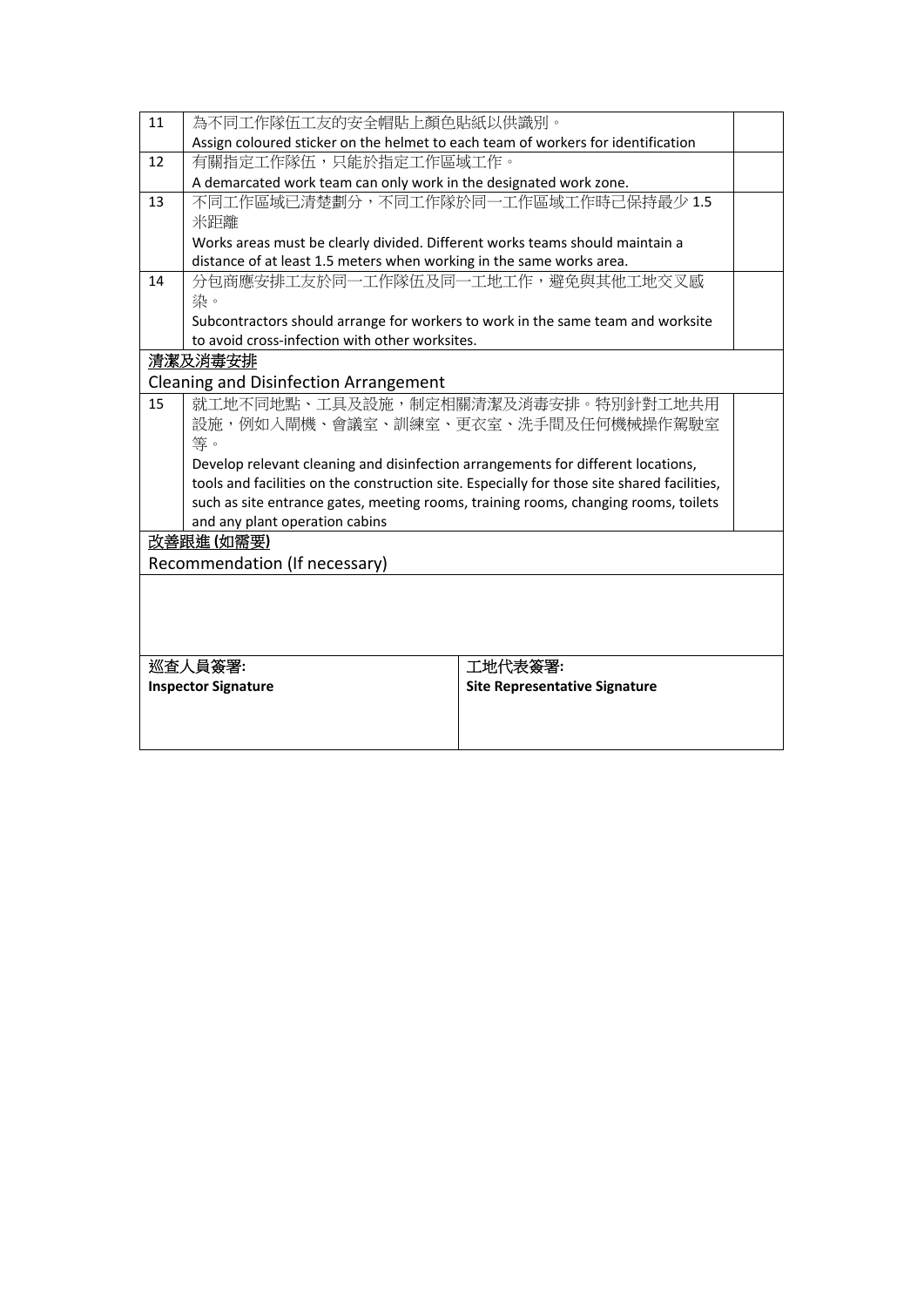| | | |
|---|---|---|
| 11 | 為不同工作隊伍工友的安全帽貼上顏色貼紙以供識別。<br>Assign coloured sticker on the helmet to each team of workers for identification | |
| 12 | 有關指定工作隊伍，只能於指定工作區域工作。<br>A demarcated work team can only work in the designated work zone. | |
| 13 | 不同工作區域已清楚劃分，不同工作隊於同一工作區域工作時已保持最少 1.5 米距離<br>Works areas must be clearly divided. Different works teams should maintain a distance of at least 1.5 meters when working in the same works area. | |
| 14 | 分包商應安排工友於同一工作隊伍及同一工地工作，避免與其他工地交叉感染。<br>Subcontractors should arrange for workers to work in the same team and worksite to avoid cross-infection with other worksites. | |
| **<u>清潔及消毒安排</u>**<br>Cleaning and Disinfection Arrangement | | |
| 15 | 就工地不同地點、工具及設施，制定相關清潔及消毒安排。特別針對工地共用設施，例如入閘機、會議室、訓練室、更衣室、洗手間及任何機械操作駕駛室等。<br>Develop relevant cleaning and disinfection arrangements for different locations, tools and facilities on the construction site. Especially for those site shared facilities, such as site entrance gates, meeting rooms, training rooms, changing rooms, toilets and any plant operation cabins | |
| **<u>改善跟進 (如需要)</u>**<br>Recommendation (If necessary) | | |
| | | |

| | |
|---|---|
| **巡查人員簽署:**<br>**Inspector Signature** | **工地代表簽署:**<br>**Site Representative Signature** |